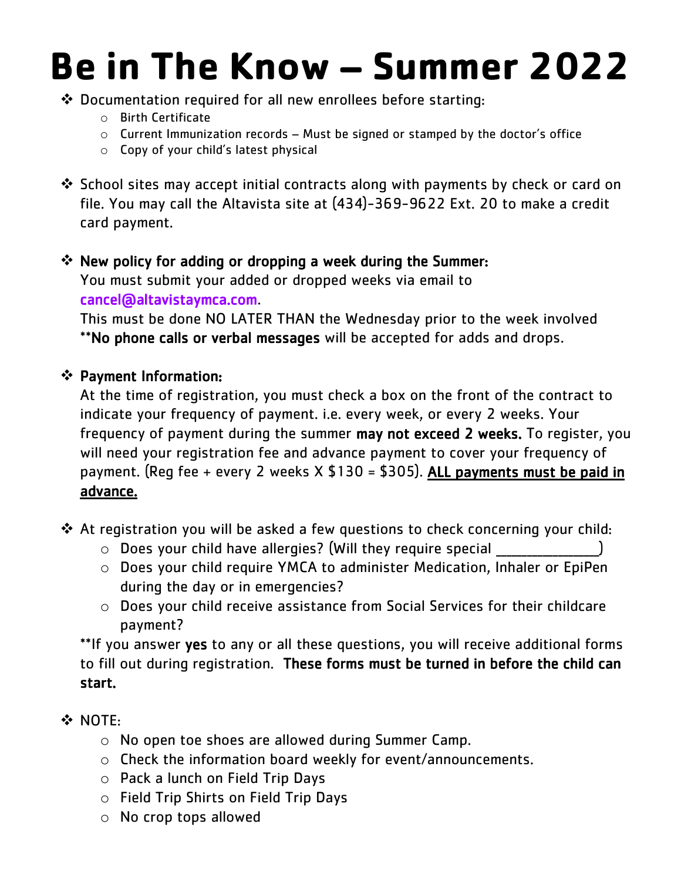# Be in The Know – Summer 2022

- Documentation required for all new enrollees before starting:
  - Birth Certificate
  - Current Immunization records – Must be signed or stamped by the doctor's office
  - Copy of your child's latest physical

- School sites may accept initial contracts along with payments by check or card on file. You may call the Altavista site at (434)-369-9622 Ext. 20 to make a credit card payment.

- **New policy for adding or dropping a week during the Summer:**
  You must submit your added or dropped weeks via email to cancel@altavistaymca.com.
  This must be done NO LATER THAN the Wednesday prior to the week involved
  **\*\*No phone calls or verbal messages** will be accepted for adds and drops.

- **Payment Information:**
  At the time of registration, you must check a box on the front of the contract to indicate your frequency of payment. i.e. every week, or every 2 weeks. Your frequency of payment during the summer **may not exceed 2 weeks.** To register, you will need your registration fee and advance payment to cover your frequency of payment. (Reg fee + every 2 weeks X $130 = $305). **<u>ALL payments must be paid in advance.</u>**

- At registration you will be asked a few questions to check concerning your child:
  - Does your child have allergies? (Will they require special ______________)
  - Does your child require YMCA to administer Medication, Inhaler or EpiPen during the day or in emergencies?
  - Does your child receive assistance from Social Services for their childcare payment?

  \*\*If you answer **yes** to any or all these questions, you will receive additional forms to fill out during registration. **These forms must be turned in before the child can start.**

- NOTE:
  - No open toe shoes are allowed during Summer Camp.
  - Check the information board weekly for event/announcements.
  - Pack a lunch on Field Trip Days
  - Field Trip Shirts on Field Trip Days
  - No crop tops allowed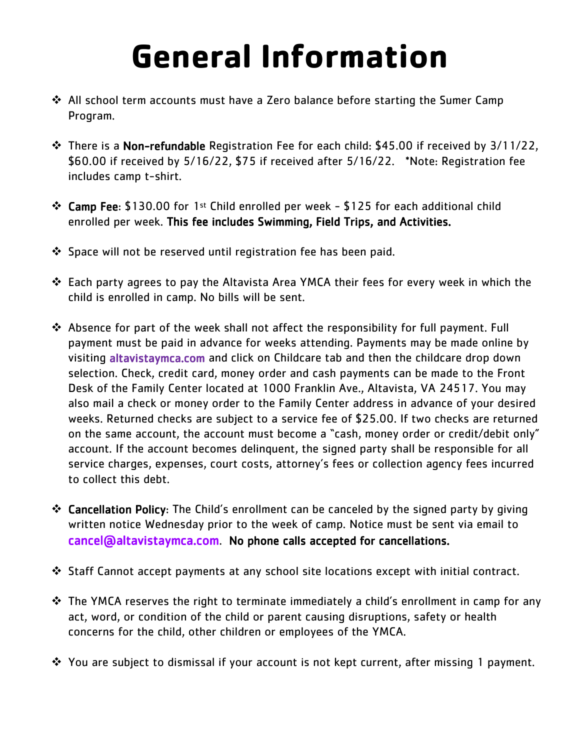# General Information

- All school term accounts must have a Zero balance before starting the Sumer Camp Program.
- There is a **Non-refundable** Registration Fee for each child: $45.00 if received by 3/11/22, $60.00 if received by 5/16/22, $75 if received after 5/16/22. *Note: Registration fee includes camp t-shirt.
- **Camp Fee**: $130.00 for 1st Child enrolled per week - $125 for each additional child enrolled per week. **This fee includes Swimming, Field Trips, and Activities.**
- Space will not be reserved until registration fee has been paid.
- Each party agrees to pay the Altavista Area YMCA their fees for every week in which the child is enrolled in camp. No bills will be sent.
- Absence for part of the week shall not affect the responsibility for full payment. Full payment must be paid in advance for weeks attending. Payments may be made online by visiting altavistaymca.com and click on Childcare tab and then the childcare drop down selection. Check, credit card, money order and cash payments can be made to the Front Desk of the Family Center located at 1000 Franklin Ave., Altavista, VA 24517. You may also mail a check or money order to the Family Center address in advance of your desired weeks. Returned checks are subject to a service fee of $25.00. If two checks are returned on the same account, the account must become a "cash, money order or credit/debit only" account. If the account becomes delinquent, the signed party shall be responsible for all service charges, expenses, court costs, attorney's fees or collection agency fees incurred to collect this debt.
- **Cancellation Policy**: The Child's enrollment can be canceled by the signed party by giving written notice Wednesday prior to the week of camp. Notice must be sent via email to cancel@altavistaymca.com. **No phone calls accepted for cancellations.**
- Staff Cannot accept payments at any school site locations except with initial contract.
- The YMCA reserves the right to terminate immediately a child's enrollment in camp for any act, word, or condition of the child or parent causing disruptions, safety or health concerns for the child, other children or employees of the YMCA.
- You are subject to dismissal if your account is not kept current, after missing 1 payment.